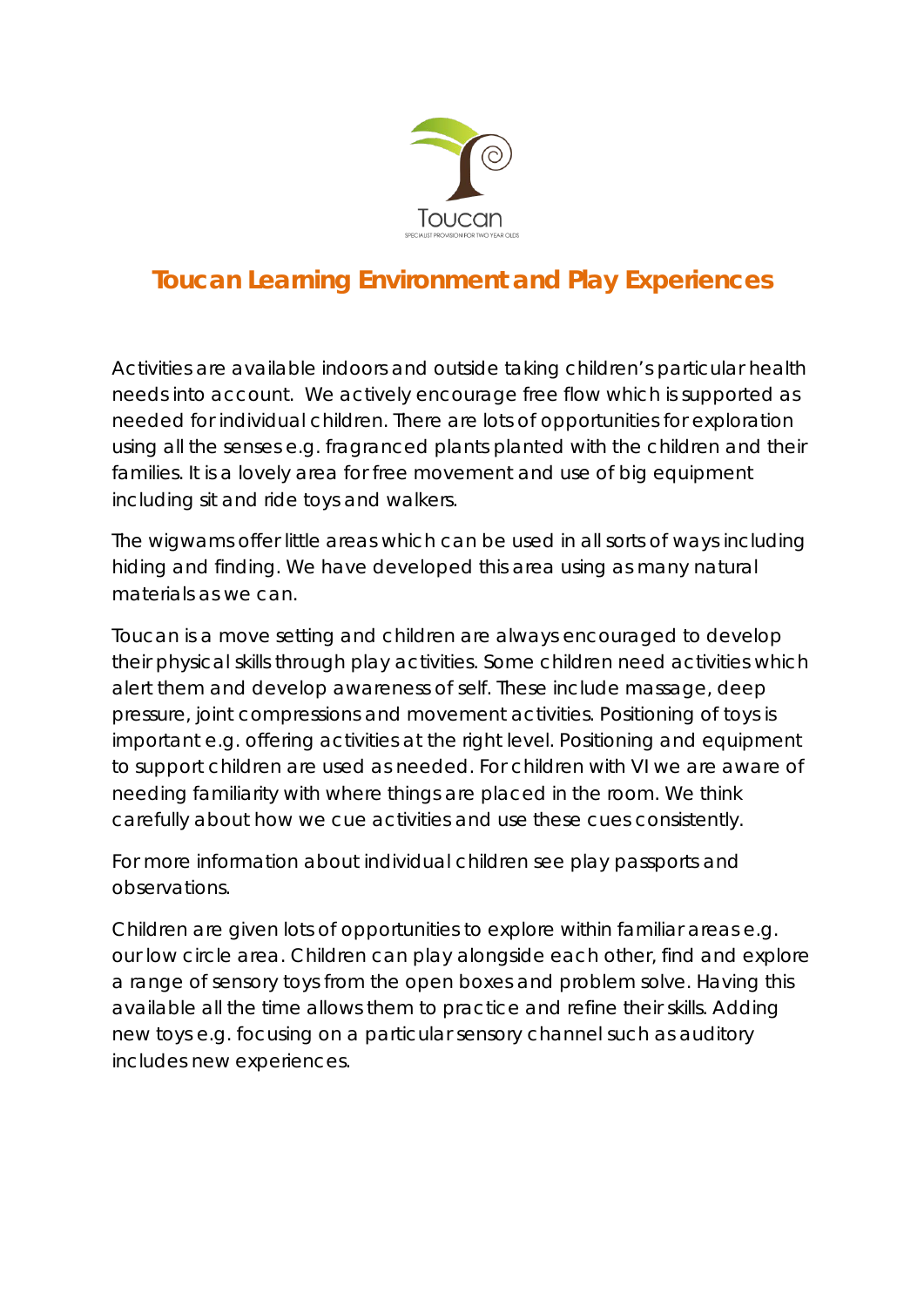Toucan

SPECIALIST PROVISION FOR TWO YEAR OLDS

# Toucan Learning Environment and Play Experiences

Activities are available indoors and outside taking children's particular health needs into account. We actively encourage free flow which is supported as needed for individual children. There are lots of opportunities for exploration using all the senses e.g. fragranced plants planted with the children and their families. It is a lovely area for free movement and use of big equipment including sit and ride toys and walkers.

The wigwams offer little areas which can be used in all sorts of ways including hiding and finding. We have developed this area using as many natural materials as we can.

Toucan is a move setting and children are always encouraged to develop their physical skills through play activities. Some children need activities which alert them and develop awareness of self. These include massage, deep pressure, joint compressions and movement activities. Positioning of toys is important e.g. offering activities at the right level. Positioning and equipment to support children are used as needed. For children with VI we are aware of needing familiarity with where things are placed in the room. We think carefully about how we cue activities and use these cues consistently.

For more information about individual children see play passports and observations.

Children are given lots of opportunities to explore within familiar areas e.g. our low circle area. Children can play alongside each other, find and explore a range of sensory toys from the open boxes and problem solve. Having this available all the time allows them to practice and refine their skills. Adding new toys e.g. focusing on a particular sensory channel such as auditory includes new experiences.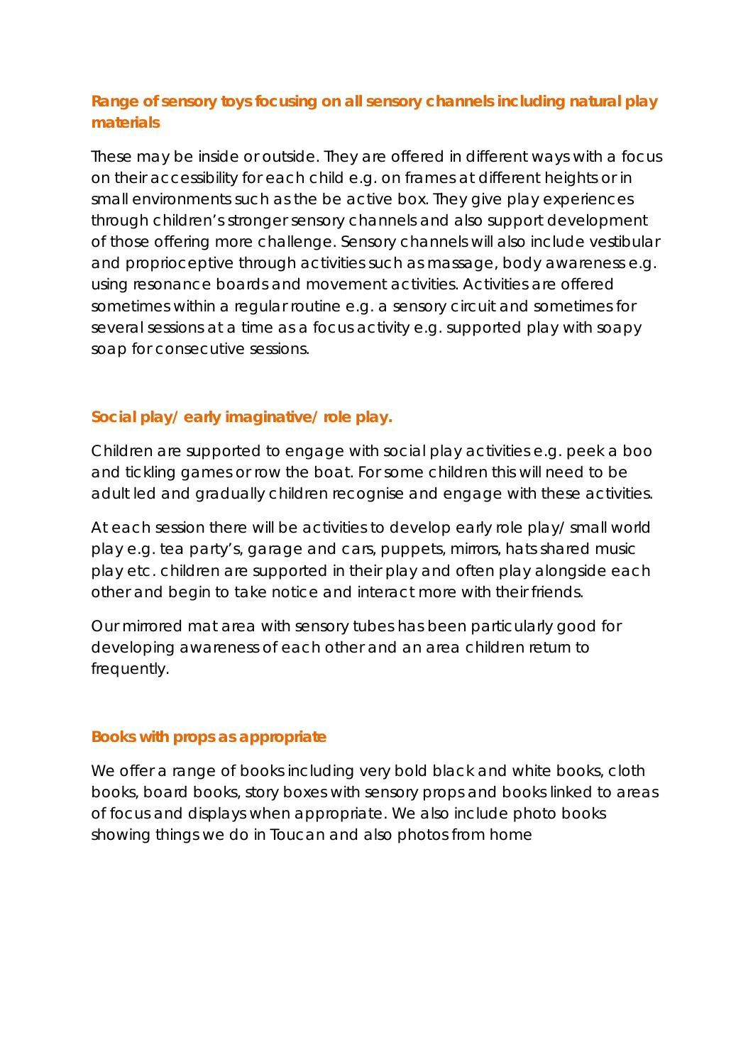### Range of sensory toys focusing on all sensory channels including natural play materials

These may be inside or outside. They are offered in different ways with a focus on their accessibility for each child e.g. on frames at different heights or in small environments such as the be active box. They give play experiences through children's stronger sensory channels and also support development of those offering more challenge. Sensory channels will also include vestibular and proprioceptive through activities such as massage, body awareness e.g. using resonance boards and movement activities. Activities are offered sometimes within a regular routine e.g. a sensory circuit and sometimes for several sessions at a time as a focus activity e.g. supported play with soapy soap for consecutive sessions.

### Social play/ early imaginative/ role play.

Children are supported to engage with social play activities e.g. peek a boo and tickling games or row the boat. For some children this will need to be adult led and gradually children recognise and engage with these activities.

At each session there will be activities to develop early role play/ small world play e.g. tea party's, garage and cars, puppets, mirrors, hats shared music play etc. children are supported in their play and often play alongside each other and begin to take notice and interact more with their friends.

Our mirrored mat area with sensory tubes has been particularly good for developing awareness of each other and an area children return to frequently.

### Books with props as appropriate

We offer a range of books including very bold black and white books, cloth books, board books, story boxes with sensory props and books linked to areas of focus and displays when appropriate. We also include photo books showing things we do in Toucan and also photos from home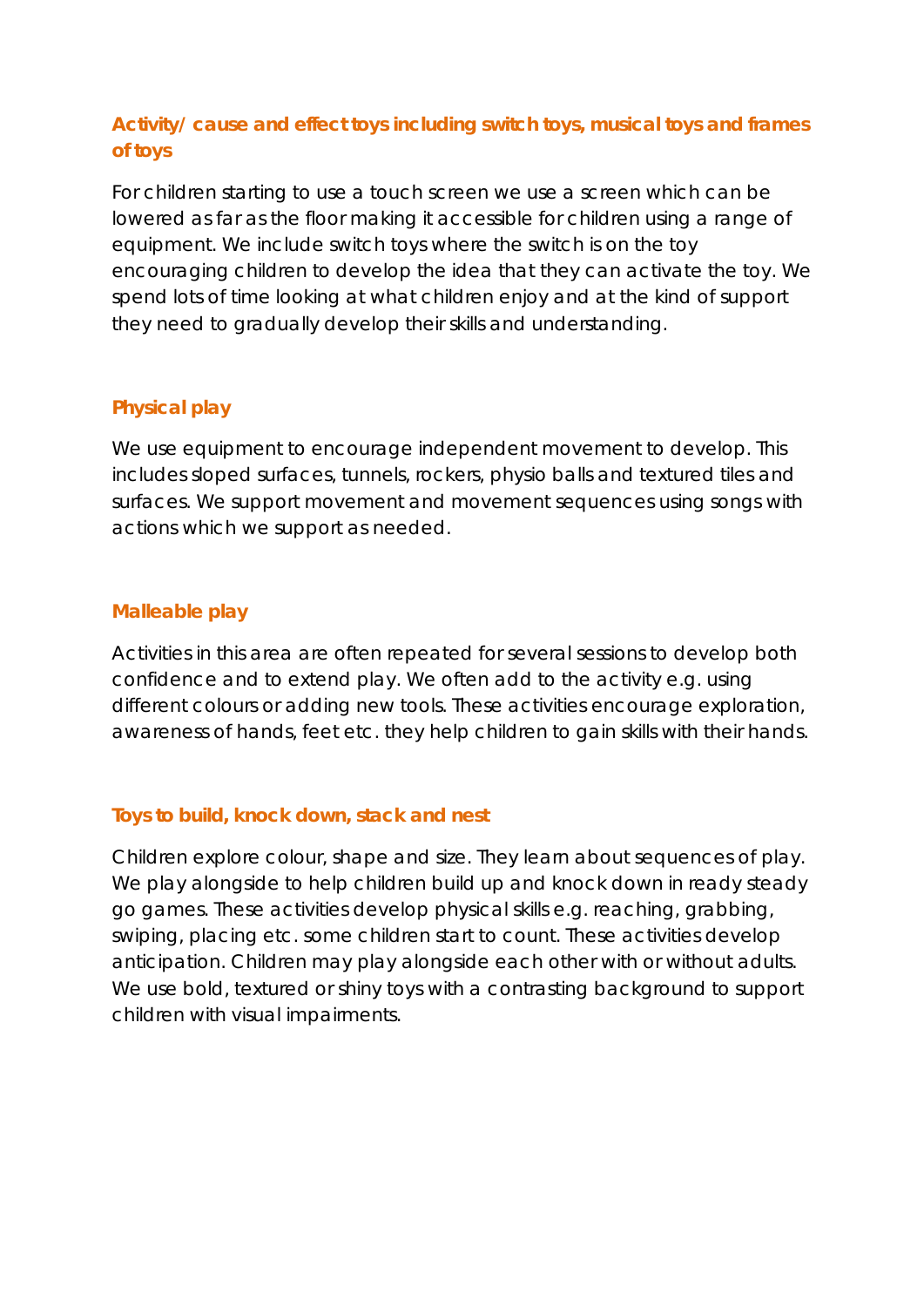### Activity/ cause and effect toys including switch toys, musical toys and frames of toys

For children starting to use a touch screen we use a screen which can be lowered as far as the floor making it accessible for children using a range of equipment. We include switch toys where the switch is on the toy encouraging children to develop the idea that they can activate the toy. We spend lots of time looking at what children enjoy and at the kind of support they need to gradually develop their skills and understanding.

### Physical play

We use equipment to encourage independent movement to develop. This includes sloped surfaces, tunnels, rockers, physio balls and textured tiles and surfaces. We support movement and movement sequences using songs with actions which we support as needed.

### Malleable play

Activities in this area are often repeated for several sessions to develop both confidence and to extend play. We often add to the activity e.g. using different colours or adding new tools. These activities encourage exploration, awareness of hands, feet etc. they help children to gain skills with their hands.

### Toys to build, knock down, stack and nest

Children explore colour, shape and size. They learn about sequences of play. We play alongside to help children build up and knock down in ready steady go games. These activities develop physical skills e.g. reaching, grabbing, swiping, placing etc. some children start to count. These activities develop anticipation. Children may play alongside each other with or without adults. We use bold, textured or shiny toys with a contrasting background to support children with visual impairments.